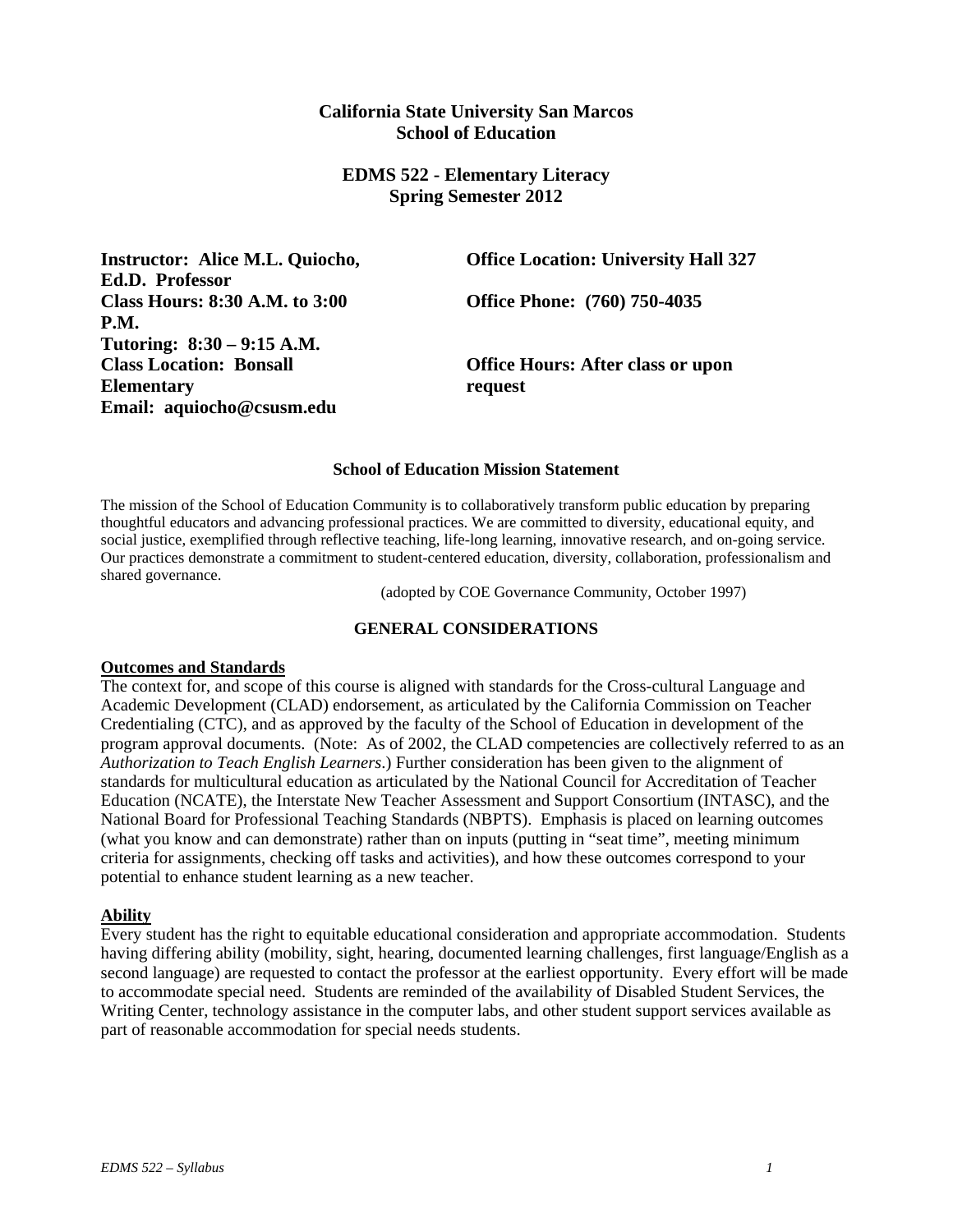# California State University San Marcos
# School of Education

## EDMS 522 - Elementary Literacy
## Spring Semester 2012

**Instructor: Alice M.L. Quiocho, Ed.D. Professor**
**Class Hours: 8:30 A.M. to 3:00 P.M.**
**Tutoring: 8:30 – 9:15 A.M.**
**Class Location: Bonsall Elementary**
**Email: aquiocho@csusm.edu**

**Office Location: University Hall 327**
**Office Phone: (760) 750-4035**
**Office Hours: After class or upon request**

### School of Education Mission Statement

The mission of the School of Education Community is to collaboratively transform public education by preparing thoughtful educators and advancing professional practices. We are committed to diversity, educational equity, and social justice, exemplified through reflective teaching, life-long learning, innovative research, and on-going service. Our practices demonstrate a commitment to student-centered education, diversity, collaboration, professionalism and shared governance.

(adopted by COE Governance Community, October 1997)

### GENERAL CONSIDERATIONS

**Outcomes and Standards**

The context for, and scope of this course is aligned with standards for the Cross-cultural Language and Academic Development (CLAD) endorsement, as articulated by the California Commission on Teacher Credentialing (CTC), and as approved by the faculty of the School of Education in development of the program approval documents. (Note: As of 2002, the CLAD competencies are collectively referred to as an *Authorization to Teach English Learners*.) Further consideration has been given to the alignment of standards for multicultural education as articulated by the National Council for Accreditation of Teacher Education (NCATE), the Interstate New Teacher Assessment and Support Consortium (INTASC), and the National Board for Professional Teaching Standards (NBPTS). Emphasis is placed on learning outcomes (what you know and can demonstrate) rather than on inputs (putting in "seat time", meeting minimum criteria for assignments, checking off tasks and activities), and how these outcomes correspond to your potential to enhance student learning as a new teacher.

**Ability**

Every student has the right to equitable educational consideration and appropriate accommodation. Students having differing ability (mobility, sight, hearing, documented learning challenges, first language/English as a second language) are requested to contact the professor at the earliest opportunity. Every effort will be made to accommodate special need. Students are reminded of the availability of Disabled Student Services, the Writing Center, technology assistance in the computer labs, and other student support services available as part of reasonable accommodation for special needs students.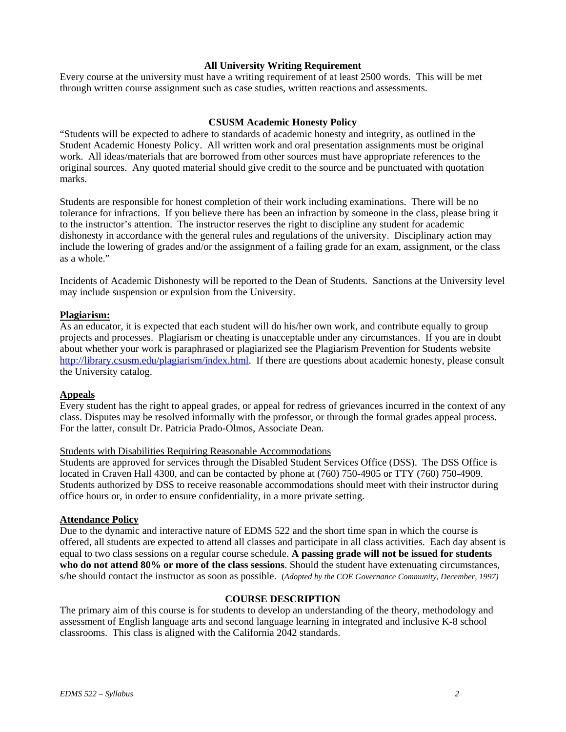## All University Writing Requirement

Every course at the university must have a writing requirement of at least 2500 words. This will be met through written course assignment such as case studies, written reactions and assessments.

## CSUSM Academic Honesty Policy

"Students will be expected to adhere to standards of academic honesty and integrity, as outlined in the Student Academic Honesty Policy. All written work and oral presentation assignments must be original work. All ideas/materials that are borrowed from other sources must have appropriate references to the original sources. Any quoted material should give credit to the source and be punctuated with quotation marks.

Students are responsible for honest completion of their work including examinations. There will be no tolerance for infractions. If you believe there has been an infraction by someone in the class, please bring it to the instructor's attention. The instructor reserves the right to discipline any student for academic dishonesty in accordance with the general rules and regulations of the university. Disciplinary action may include the lowering of grades and/or the assignment of a failing grade for an exam, assignment, or the class as a whole."

Incidents of Academic Dishonesty will be reported to the Dean of Students. Sanctions at the University level may include suspension or expulsion from the University.

**Plagiarism:**

As an educator, it is expected that each student will do his/her own work, and contribute equally to group projects and processes. Plagiarism or cheating is unacceptable under any circumstances. If you are in doubt about whether your work is paraphrased or plagiarized see the Plagiarism Prevention for Students website http://library.csusm.edu/plagiarism/index.html. If there are questions about academic honesty, please consult the University catalog.

**Appeals**

Every student has the right to appeal grades, or appeal for redress of grievances incurred in the context of any class. Disputes may be resolved informally with the professor, or through the formal grades appeal process. For the latter, consult Dr. Patricia Prado-Olmos, Associate Dean.

Students with Disabilities Requiring Reasonable Accommodations

Students are approved for services through the Disabled Student Services Office (DSS). The DSS Office is located in Craven Hall 4300, and can be contacted by phone at (760) 750-4905 or TTY (760) 750-4909. Students authorized by DSS to receive reasonable accommodations should meet with their instructor during office hours or, in order to ensure confidentiality, in a more private setting.

**Attendance Policy**

Due to the dynamic and interactive nature of EDMS 522 and the short time span in which the course is offered, all students are expected to attend all classes and participate in all class activities. Each day absent is equal to two class sessions on a regular course schedule. **A passing grade will not be issued for students who do not attend 80% or more of the class sessions**. Should the student have extenuating circumstances, s/he should contact the instructor as soon as possible. (*Adopted by the COE Governance Community, December, 1997)*

## COURSE DESCRIPTION

The primary aim of this course is for students to develop an understanding of the theory, methodology and assessment of English language arts and second language learning in integrated and inclusive K-8 school classrooms. This class is aligned with the California 2042 standards.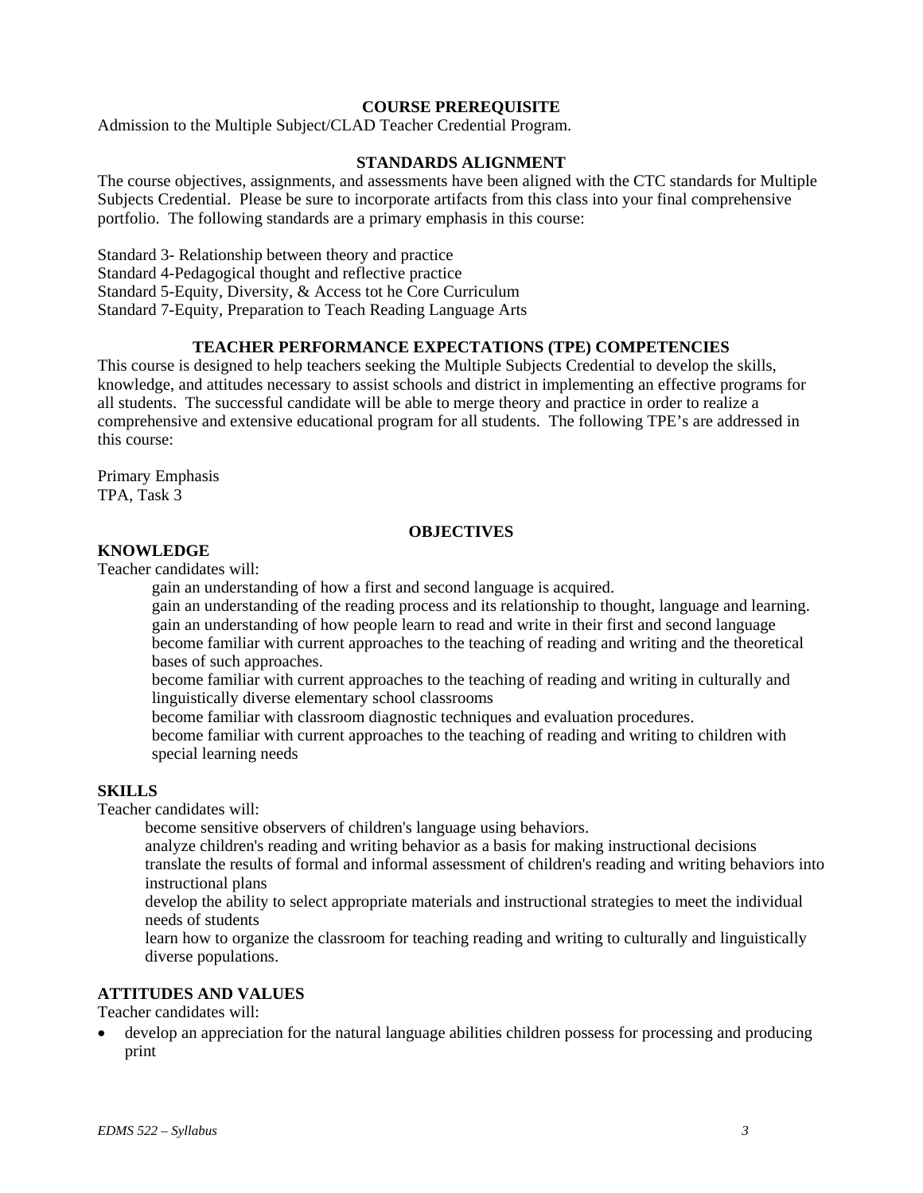## COURSE PREREQUISITE

Admission to the Multiple Subject/CLAD Teacher Credential Program.

## STANDARDS ALIGNMENT

The course objectives, assignments, and assessments have been aligned with the CTC standards for Multiple Subjects Credential. Please be sure to incorporate artifacts from this class into your final comprehensive portfolio. The following standards are a primary emphasis in this course:

Standard 3- Relationship between theory and practice
Standard 4-Pedagogical thought and reflective practice
Standard 5-Equity, Diversity, & Access tot he Core Curriculum
Standard 7-Equity, Preparation to Teach Reading Language Arts

## TEACHER PERFORMANCE EXPECTATIONS (TPE) COMPETENCIES

This course is designed to help teachers seeking the Multiple Subjects Credential to develop the skills, knowledge, and attitudes necessary to assist schools and district in implementing an effective programs for all students. The successful candidate will be able to merge theory and practice in order to realize a comprehensive and extensive educational program for all students. The following TPE's are addressed in this course:

Primary Emphasis
TPA, Task 3

## OBJECTIVES

### KNOWLEDGE

Teacher candidates will:

- gain an understanding of how a first and second language is acquired.
- gain an understanding of the reading process and its relationship to thought, language and learning.
- gain an understanding of how people learn to read and write in their first and second language
- become familiar with current approaches to the teaching of reading and writing and the theoretical bases of such approaches.
- become familiar with current approaches to the teaching of reading and writing in culturally and linguistically diverse elementary school classrooms
- become familiar with classroom diagnostic techniques and evaluation procedures.
- become familiar with current approaches to the teaching of reading and writing to children with special learning needs

### SKILLS

Teacher candidates will:

- become sensitive observers of children's language using behaviors.
- analyze children's reading and writing behavior as a basis for making instructional decisions
- translate the results of formal and informal assessment of children's reading and writing behaviors into instructional plans
- develop the ability to select appropriate materials and instructional strategies to meet the individual needs of students
- learn how to organize the classroom for teaching reading and writing to culturally and linguistically diverse populations.

### ATTITUDES AND VALUES

Teacher candidates will:

- develop an appreciation for the natural language abilities children possess for processing and producing print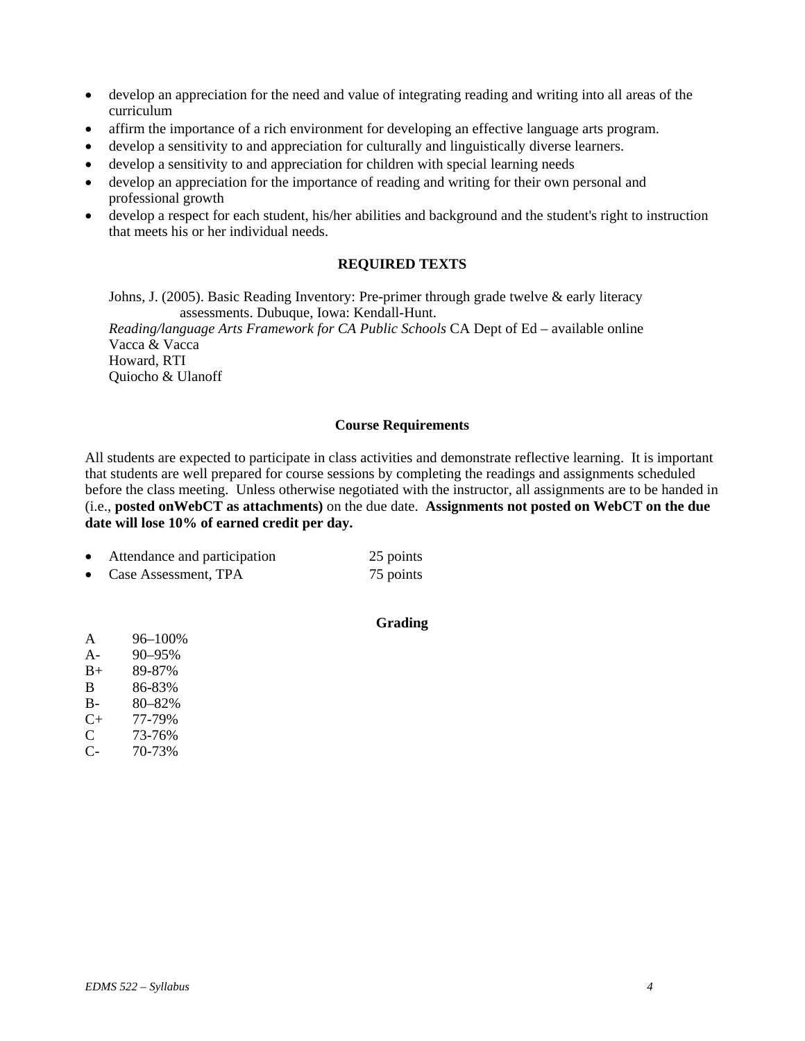- develop an appreciation for the need and value of integrating reading and writing into all areas of the curriculum
- affirm the importance of a rich environment for developing an effective language arts program.
- develop a sensitivity to and appreciation for culturally and linguistically diverse learners.
- develop a sensitivity to and appreciation for children with special learning needs
- develop an appreciation for the importance of reading and writing for their own personal and professional growth
- develop a respect for each student, his/her abilities and background and the student's right to instruction that meets his or her individual needs.

## REQUIRED TEXTS

Johns, J. (2005). Basic Reading Inventory: Pre-primer through grade twelve & early literacy assessments. Dubuque, Iowa: Kendall-Hunt.
*Reading/language Arts Framework for CA Public Schools* CA Dept of Ed – available online
Vacca & Vacca
Howard, RTI
Quiocho & Ulanoff

## Course Requirements

All students are expected to participate in class activities and demonstrate reflective learning. It is important that students are well prepared for course sessions by completing the readings and assignments scheduled before the class meeting. Unless otherwise negotiated with the instructor, all assignments are to be handed in (i.e., **posted onWebCT as attachments)** on the due date. **Assignments not posted on WebCT on the due date will lose 10% of earned credit per day.**

- Attendance and participation 25 points
- Case Assessment, TPA 75 points

## Grading

| | |
|---|---|
| A | 96–100% |
| A- | 90–95% |
| B+ | 89-87% |
| B | 86-83% |
| B- | 80–82% |
| C+ | 77-79% |
| C | 73-76% |
| C- | 70-73% |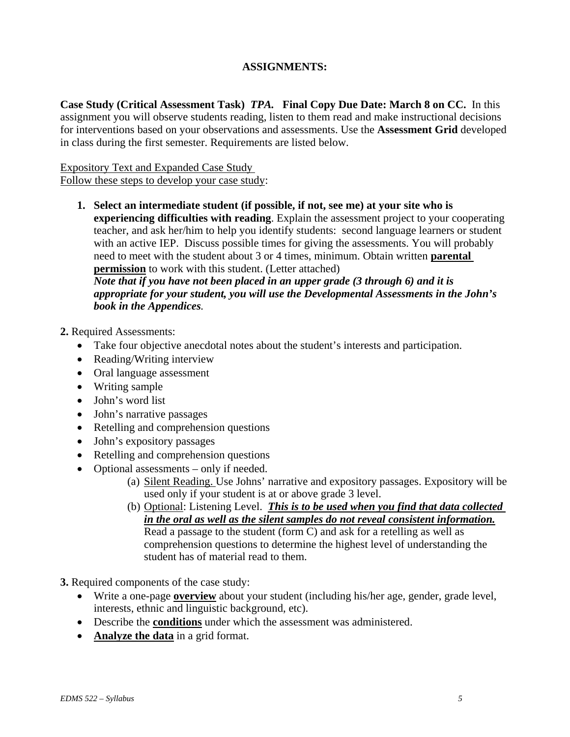## ASSIGNMENTS:

**Case Study (Critical Assessment Task)** ***TPA.*** **Final Copy Due Date: March 8 on CC.** In this assignment you will observe students reading, listen to them read and make instructional decisions for interventions based on your observations and assessments. Use the **Assessment Grid** developed in class during the first semester. Requirements are listed below.

<u>Expository Text and Expanded Case Study</u>
<u>Follow these steps to develop your case study</u>:

1. **Select an intermediate student (if possible, if not, see me) at your site who is experiencing difficulties with reading**. Explain the assessment project to your cooperating teacher, and ask her/him to help you identify students: second language learners or student with an active IEP. Discuss possible times for giving the assessments. You will probably need to meet with the student about 3 or 4 times, minimum. Obtain written **<u>parental permission</u>** to work with this student. (Letter attached)
   ***Note that if you have not been placed in an upper grade (3 through 6) and it is appropriate for your student, you will use the Developmental Assessments in the John's book in the Appendices.***

**2.** Required Assessments:

- Take four objective anecdotal notes about the student's interests and participation.
- Reading/Writing interview
- Oral language assessment
- Writing sample
- John's word list
- John's narrative passages
- Retelling and comprehension questions
- John's expository passages
- Retelling and comprehension questions
- Optional assessments – only if needed.
  - (a) <u>Silent Reading.</u> Use Johns' narrative and expository passages. Expository will be used only if your student is at or above grade 3 level.
  - (b) <u>Optional</u>: Listening Level. ***<u>This is to be used when you find that data collected in the oral as well as the silent samples do not reveal consistent information.</u>*** Read a passage to the student (form C) and ask for a retelling as well as comprehension questions to determine the highest level of understanding the student has of material read to them.

**3.** Required components of the case study:

- Write a one-page **<u>overview</u>** about your student (including his/her age, gender, grade level, interests, ethnic and linguistic background, etc).
- Describe the **<u>conditions</u>** under which the assessment was administered.
- **<u>Analyze the data</u>** in a grid format.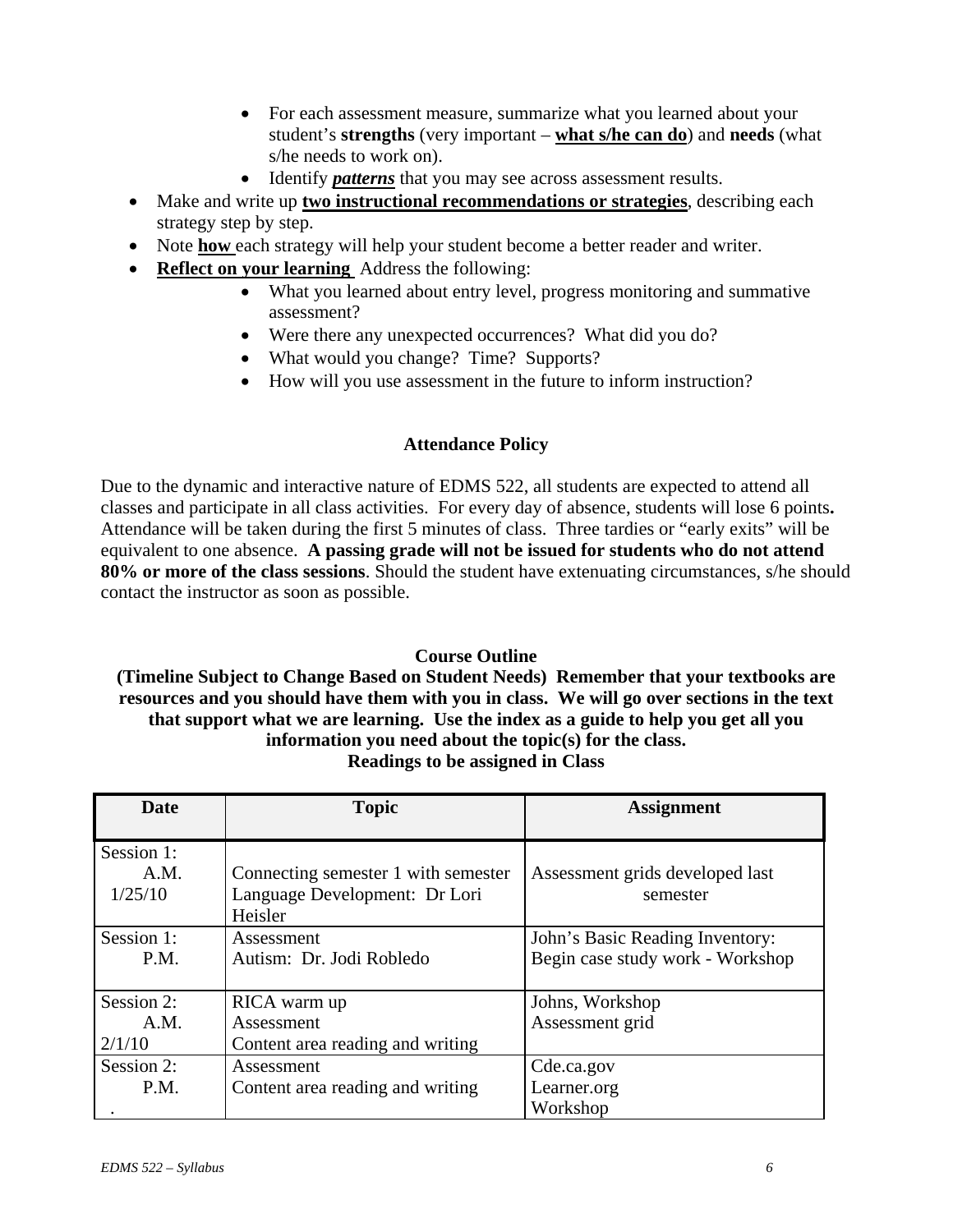- For each assessment measure, summarize what you learned about your student's **strengths** (very important – **<u>what s/he can do</u>**) and **needs** (what s/he needs to work on).
   - Identify ***<u>patterns</u>*** that you may see across assessment results.
- Make and write up **<u>two instructional recommendations or strategies</u>**, describing each strategy step by step.
- Note **<u>how</u>** each strategy will help your student become a better reader and writer.
- **<u>Reflect on your learning</u>** Address the following:
   - What you learned about entry level, progress monitoring and summative assessment?
   - Were there any unexpected occurrences? What did you do?
   - What would you change? Time? Supports?
   - How will you use assessment in the future to inform instruction?

### Attendance Policy

Due to the dynamic and interactive nature of EDMS 522, all students are expected to attend all classes and participate in all class activities. For every day of absence, students will lose 6 points**.** Attendance will be taken during the first 5 minutes of class. Three tardies or "early exits" will be equivalent to one absence. **A passing grade will not be issued for students who do not attend 80% or more of the class sessions**. Should the student have extenuating circumstances, s/he should contact the instructor as soon as possible.

### Course Outline

**(Timeline Subject to Change Based on Student Needs) Remember that your textbooks are resources and you should have them with you in class. We will go over sections in the text that support what we are learning. Use the index as a guide to help you get all you information you need about the topic(s) for the class.**

**Readings to be assigned in Class**

| Date | Topic | Assignment |
| --- | --- | --- |
| Session 1: A.M. 1/25/10 | Connecting semester 1 with semester Language Development: Dr Lori Heisler | Assessment grids developed last semester |
| Session 1: P.M. | Assessment Autism: Dr. Jodi Robledo | John's Basic Reading Inventory: Begin case study work - Workshop |
| Session 2: A.M. 2/1/10 | RICA warm up Assessment Content area reading and writing | Johns, Workshop Assessment grid |
| Session 2: P.M. . | Assessment Content area reading and writing | Cde.ca.gov Learner.org Workshop |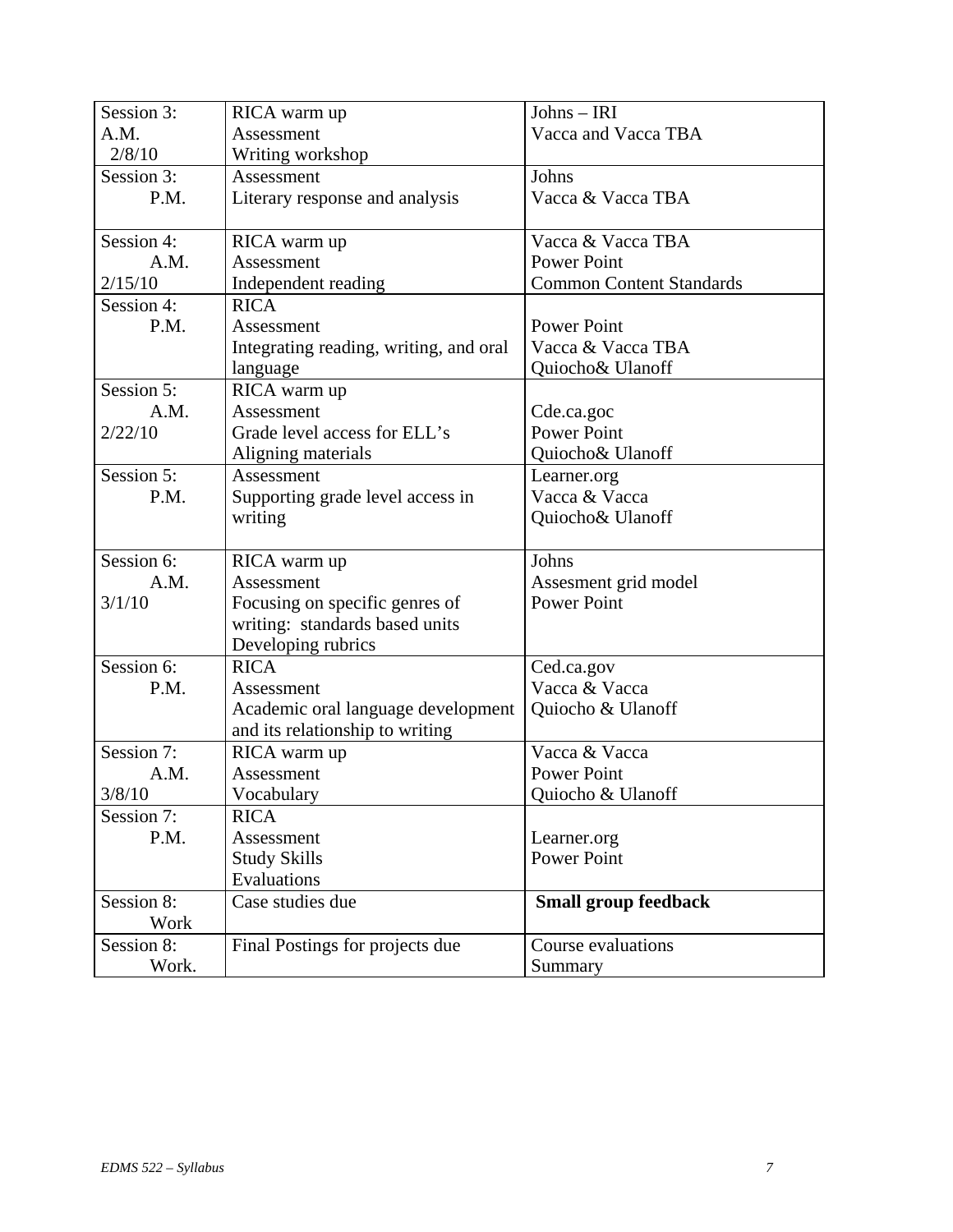| | | |
|---|---|---|
| Session 3:<br>A.M.<br>2/8/10 | RICA warm up<br>Assessment<br>Writing workshop | Johns – IRI<br>Vacca and Vacca TBA |
| Session 3:<br>P.M. | Assessment<br>Literary response and analysis | Johns<br>Vacca & Vacca TBA |
| Session 4:<br>A.M.<br>2/15/10 | RICA warm up<br>Assessment<br>Independent reading | Vacca & Vacca TBA<br>Power Point<br>Common Content Standards |
| Session 4:<br>P.M. | RICA<br>Assessment<br>Integrating reading, writing, and oral language | Power Point<br>Vacca & Vacca TBA<br>Quiocho& Ulanoff |
| Session 5:<br>A.M.<br>2/22/10 | RICA warm up<br>Assessment<br>Grade level access for ELL's<br>Aligning materials | Cde.ca.goc<br>Power Point<br>Quiocho& Ulanoff |
| Session 5:<br>P.M. | Assessment<br>Supporting grade level access in writing | Learner.org<br>Vacca & Vacca<br>Quiocho& Ulanoff |
| Session 6:<br>A.M.<br>3/1/10 | RICA warm up<br>Assessment<br>Focusing on specific genres of writing: standards based units<br>Developing rubrics | Johns<br>Assesment grid model<br>Power Point |
| Session 6:<br>P.M. | RICA<br>Assessment<br>Academic oral language development and its relationship to writing | Ced.ca.gov<br>Vacca & Vacca<br>Quiocho & Ulanoff |
| Session 7:<br>A.M.<br>3/8/10 | RICA warm up<br>Assessment<br>Vocabulary | Vacca & Vacca<br>Power Point<br>Quiocho & Ulanoff |
| Session 7:<br>P.M. | RICA<br>Assessment<br>Study Skills<br>Evaluations | Learner.org<br>Power Point |
| Session 8:<br>Work | Case studies due | **Small group feedback** |
| Session 8:<br>Work. | Final Postings for projects due | Course evaluations<br>Summary |